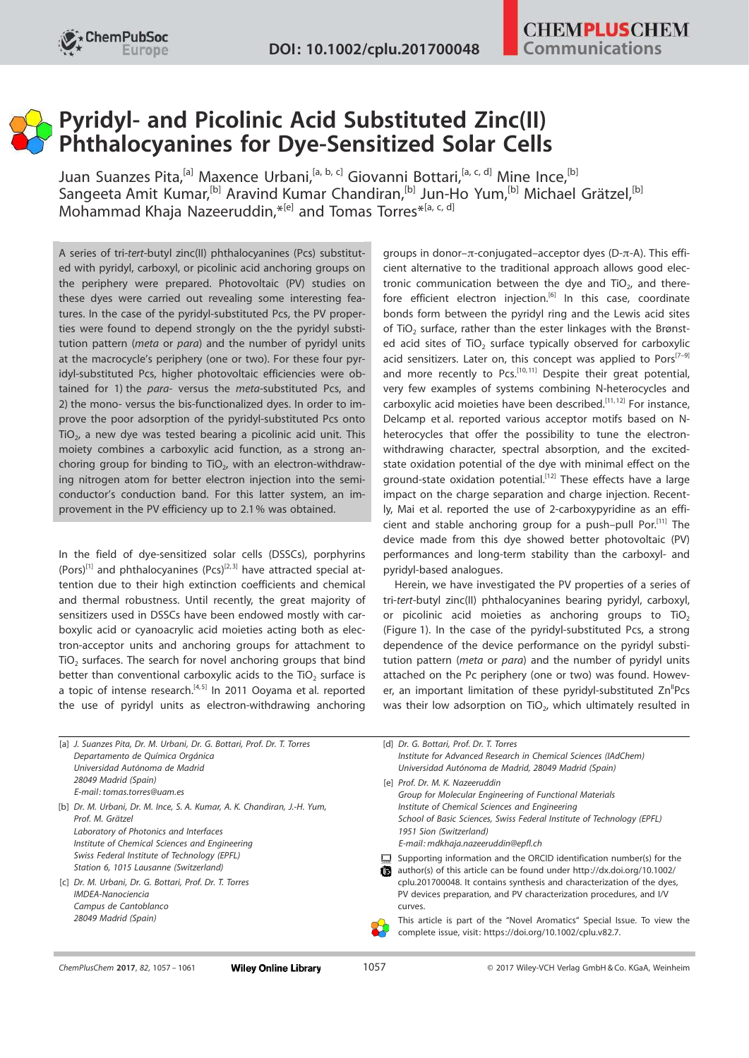# Pyridyl- and Picolinic Acid Substituted Zinc(II) Phthalocyanines for Dye-Sensitized Solar Cells

Juan Suanzes Pita,[a] Maxence Urbani,[a, b, c] Giovanni Bottari,[a, c, d] Mine Ince,[b] Sangeeta Amit Kumar,[b] Aravind Kumar Chandiran,[b] Jun-Ho Yum,[b] Michael Grätzel,[b] Mohammad Khaja Nazeeruddin,*[e] and Tomas Torres*[a, c, d]

A series of tri-*tert*-butyl zinc(II) phthalocyanines (Pcs) substituted with pyridyl, carboxyl, or picolinic acid anchoring groups on the periphery were prepared. Photovoltaic (PV) studies on these dyes were carried out revealing some interesting features. In the case of the pyridyl-substituted Pcs, the PV properties were found to depend strongly on the the pyridyl substitution pattern (*meta* or *para*) and the number of pyridyl units at the macrocycle's periphery (one or two). For these four pyridyl-substituted Pcs, higher photovoltaic efficiencies were obtained for 1) the *para*- versus the *meta*-substituted Pcs, and 2) the mono- versus the bis-functionalized dyes. In order to improve the poor adsorption of the pyridyl-substituted Pcs onto $TiO_2$, a new dye was tested bearing a picolinic acid unit. This moiety combines a carboxylic acid function, as a strong anchoring group for binding to $TiO_2$, with an electron-withdrawing nitrogen atom for better electron injection into the semiconductor's conduction band. For this latter system, an improvement in the PV efficiency up to 2.1% was obtained.

In the field of dye-sensitized solar cells (DSSCs), porphyrins (Pors)[1] and phthalocyanines (Pcs)[2,3] have attracted special attention due to their high extinction coefficients and chemical and thermal robustness. Until recently, the great majority of sensitizers used in DSSCs have been endowed mostly with carboxylic acid or cyanoacrylic acid moieties acting both as electron-acceptor units and anchoring groups for attachment to $TiO_2$ surfaces. The search for novel anchoring groups that bind better than conventional carboxylic acids to the $TiO_2$ surface is a topic of intense research.[4,5] In 2011 Ooyama et al. reported the use of pyridyl units as electron-withdrawing anchoring groups in donor–π-conjugated–acceptor dyes (D-π-A). This efficient alternative to the traditional approach allows good electronic communication between the dye and $TiO_2$, and therefore efficient electron injection.[6] In this case, coordinate bonds form between the pyridyl ring and the Lewis acid sites of $TiO_2$ surface, rather than the ester linkages with the Brønsted acid sites of $TiO_2$ surface typically observed for carboxylic acid sensitizers. Later on, this concept was applied to Pors[7–9] and more recently to Pcs.[10,11] Despite their great potential, very few examples of systems combining N-heterocycles and carboxylic acid moieties have been described.[11,12] For instance, Delcamp et al. reported various acceptor motifs based on N-heterocycles that offer the possibility to tune the electron-withdrawing character, spectral absorption, and the excited-state oxidation potential of the dye with minimal effect on the ground-state oxidation potential.[12] These effects have a large impact on the charge separation and charge injection. Recently, Mai et al. reported the use of 2-carboxypyridine as an efficient and stable anchoring group for a push–pull Por.[11] The device made from this dye showed better photovoltaic (PV) performances and long-term stability than the carboxyl- and pyridyl-based analogues.

Herein, we have investigated the PV properties of a series of tri-*tert*-butyl zinc(II) phthalocyanines bearing pyridyl, carboxyl, or picolinic acid moieties as anchoring groups to $TiO_2$ (Figure 1). In the case of the pyridyl-substituted Pcs, a strong dependence of the device performance on the pyridyl substitution pattern (*meta* or *para*) and the number of pyridyl units attached on the Pc periphery (one or two) was found. However, an important limitation of these pyridyl-substituted $Zn^{II}$Pcs was their low adsorption on $TiO_2$, which ultimately resulted in

[a] J. Suanzes Pita, Dr. M. Urbani, Dr. G. Bottari, Prof. Dr. T. Torres
Departamento de Química Orgánica
Universidad Autónoma de Madrid
28049 Madrid (Spain)
E-mail: tomas.torres@uam.es

[b] Dr. M. Urbani, Dr. M. Ince, S. A. Kumar, A. K. Chandiran, J.-H. Yum, Prof. M. Grätzel
Laboratory of Photonics and Interfaces
Institute of Chemical Sciences and Engineering
Swiss Federal Institute of Technology (EPFL)
Station 6, 1015 Lausanne (Switzerland)

[c] Dr. M. Urbani, Dr. G. Bottari, Prof. Dr. T. Torres
IMDEA-Nanociencia
Campus de Cantoblanco
28049 Madrid (Spain)

[d] Dr. G. Bottari, Prof. Dr. T. Torres
Institute for Advanced Research in Chemical Sciences (IAdChem)
Universidad Autónoma de Madrid, 28049 Madrid (Spain)

[e] Prof. Dr. M. K. Nazeeruddin
Group for Molecular Engineering of Functional Materials
Institute of Chemical Sciences and Engineering
School of Basic Sciences, Swiss Federal Institute of Technology (EPFL)
1951 Sion (Switzerland)
E-mail: mdkhaja.nazeeruddin@epfl.ch

Supporting information and the ORCID identification number(s) for the author(s) of this article can be found under http://dx.doi.org/10.1002/cplu.201700048. It contains synthesis and characterization of the dyes, PV devices preparation, and PV characterization procedures, and I/V curves.

This article is part of the "Novel Aromatics" Special Issue. To view the complete issue, visit: https://doi.org/10.1002/cplu.v82.7.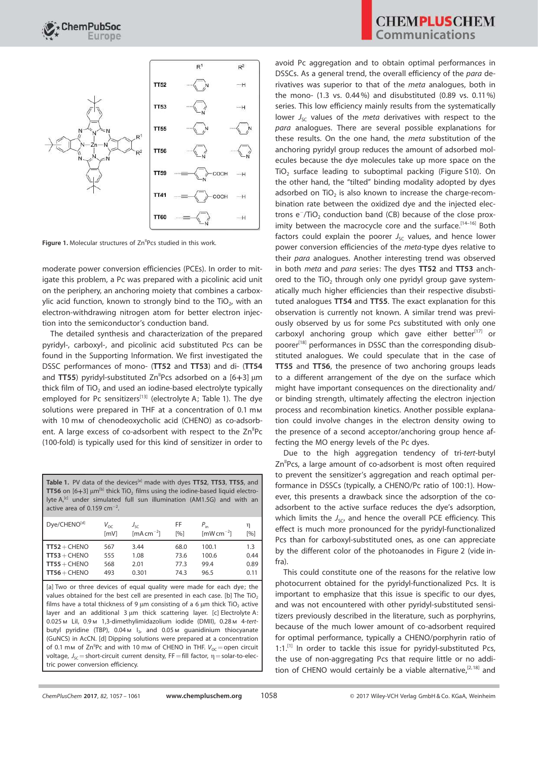Figure 1. Molecular structures of $Zn^{II}$Pcs studied in this work.

moderate power conversion efficiencies (PCEs). In order to mitigate this problem, a Pc was prepared with a picolinic acid unit on the periphery, an anchoring moiety that combines a carboxylic acid function, known to strongly bind to the $TiO_2$, with an electron-withdrawing nitrogen atom for better electron injection into the semiconductor's conduction band.

The detailed synthesis and characterization of the prepared pyridyl-, carboxyl-, and picolinic acid substituted Pcs can be found in the Supporting Information. We first investigated the DSSC performances of mono- (**TT52** and **TT53**) and di- (**TT54** and **TT55**) pyridyl-substituted $Zn^{II}$Pcs adsorbed on a [6+3] μm thick film of $TiO_2$ and used an iodine-based electrolyte typically employed for Pc sensitizers[13] (electrolyte A; Table 1). The dye solutions were prepared in THF at a concentration of 0.1 mM with 10 mM of chenodeoxycholic acid (CHENO) as co-adsorbent. A large excess of co-adsorbent with respect to the $Zn^{II}$Pc (100-fold) is typically used for this kind of sensitizer in order to avoid Pc aggregation and to obtain optimal performances in DSSCs. As a general trend, the overall efficiency of the *para* derivatives was superior to that of the *meta* analogues, both in the mono- (1.3 vs. 0.44 %) and disubstituted (0.89 vs. 0.11 %) series. This low efficiency mainly results from the systematically lower $J_{SC}$ values of the *meta* derivatives with respect to the *para* analogues. There are several possible explanations for these results. On the one hand, the *meta* substitution of the anchoring pyridyl group reduces the amount of adsorbed molecules because the dye molecules take up more space on the $TiO_2$ surface leading to suboptimal packing (Figure S10). On the other hand, the "tilted" binding modality adopted by dyes adsorbed on $TiO_2$ is also known to increase the charge-recombination rate between the oxidized dye and the injected electrons $e^-/TiO_2$ conduction band (CB) because of the close proximity between the macrocycle core and the surface.[14–16] Both factors could explain the poorer $J_{SC}$ values, and hence lower power conversion efficiencies of the *meta*-type dyes relative to their *para* analogues. Another interesting trend was observed in both *meta* and *para* series: The dyes **TT52** and **TT53** anchored to the $TiO_2$ through only one pyridyl group gave systematically much higher efficiencies than their respective disubstituted analogues **TT54** and **TT55**. The exact explanation for this observation is currently not known. A similar trend was previously observed by us for some Pcs substituted with only one carboxyl anchoring group which gave either better[17] or poorer[18] performances in DSSC than the corresponding disubstituted analogues. We could speculate that in the case of **TT55** and **TT56**, the presence of two anchoring groups leads to a different arrangement of the dye on the surface which might have important consequences on the directionality and/or binding strength, ultimately affecting the electron injection process and recombination kinetics. Another possible explanation could involve changes in the electron density owing to the presence of a second acceptor/anchoring group hence affecting the MO energy levels of the Pc dyes.

Due to the high aggregation tendency of tri-*tert*-butyl $Zn^{II}$Pcs, a large amount of co-adsorbent is most often required to prevent the sensitizer's aggregation and reach optimal performance in DSSCs (typically, a CHENO/Pc ratio of 100:1). However, this presents a drawback since the adsorption of the co-adsorbent to the active surface reduces the dye's adsorption, which limits the $J_{SC}$, and hence the overall PCE efficiency. This effect is much more pronounced for the pyridyl-functionalized Pcs than for carboxyl-substituted ones, as one can appreciate by the different color of the photoanodes in Figure 2 (vide infra).

This could constitute one of the reasons for the relative low photocurrent obtained for the pyridyl-functionalized Pcs. It is important to emphasize that this issue is specific to our dyes, and was not encountered with other pyridyl-substituted sensitizers previously described in the literature, such as porphyrins, because of the much lower amount of co-adsorbent required for optimal performance, typically a CHENO/porphyrin ratio of 1:1.[1] In order to tackle this issue for pyridyl-substituted Pcs, the use of non-aggregating Pcs that require little or no addition of CHENO would certainly be a viable alternative,[2,18] and

Table 1. PV data of the devices[a] made with dyes **TT52**, **TT53**, **TT55**, and **TT56** on [6+3] μm[b] thick $TiO_2$ films using the iodine-based liquid electrolyte A,[c] under simulated full sun illumination (AM1.5G) and with an active area of 0.159 $cm^{-2}$.

| Dye/CHENO[d] | $V_{OC}$ [mV] | $J_{SC}$ [mA cm$^{-2}$] | FF [%] | $P_{in}$ [mW cm$^{-2}$] | η [%] |
|---|---|---|---|---|---|
| **TT52** + CHENO | 567 | 3.44 | 68.0 | 100.1 | 1.3 |
| **TT53** + CHENO | 555 | 1.08 | 73.6 | 100.6 | 0.44 |
| **TT55** + CHENO | 568 | 2.01 | 77.3 | 99.4 | 0.89 |
| **TT56** + CHENO | 493 | 0.301 | 74.3 | 96.5 | 0.11 |

[a] Two or three devices of equal quality were made for each dye; the values obtained for the best cell are presented in each case. [b] The $TiO_2$ films have a total thickness of 9 μm consisting of a 6 μm thick $TiO_2$ active layer and an additional 3 μm thick scattering layer. [c] Electrolyte A: 0.025 M LiI, 0.9 M 1,3-dimethylimidazolium iodide (DMII), 0.28 M 4-*tert*-butyl pyridine (TBP), 0.04 M $I_2$, and 0.05 M guanidinium thiocyanate (GuNCS) in AcCN. [d] Dipping solutions were prepared at a concentration of 0.1 mM of $Zn^{II}$Pc and with 10 mM of CHENO in THF. $V_{OC}$ = open circuit voltage, $J_{SC}$ = short-circuit current density, FF = fill factor, η = solar-to-electric power conversion efficiency.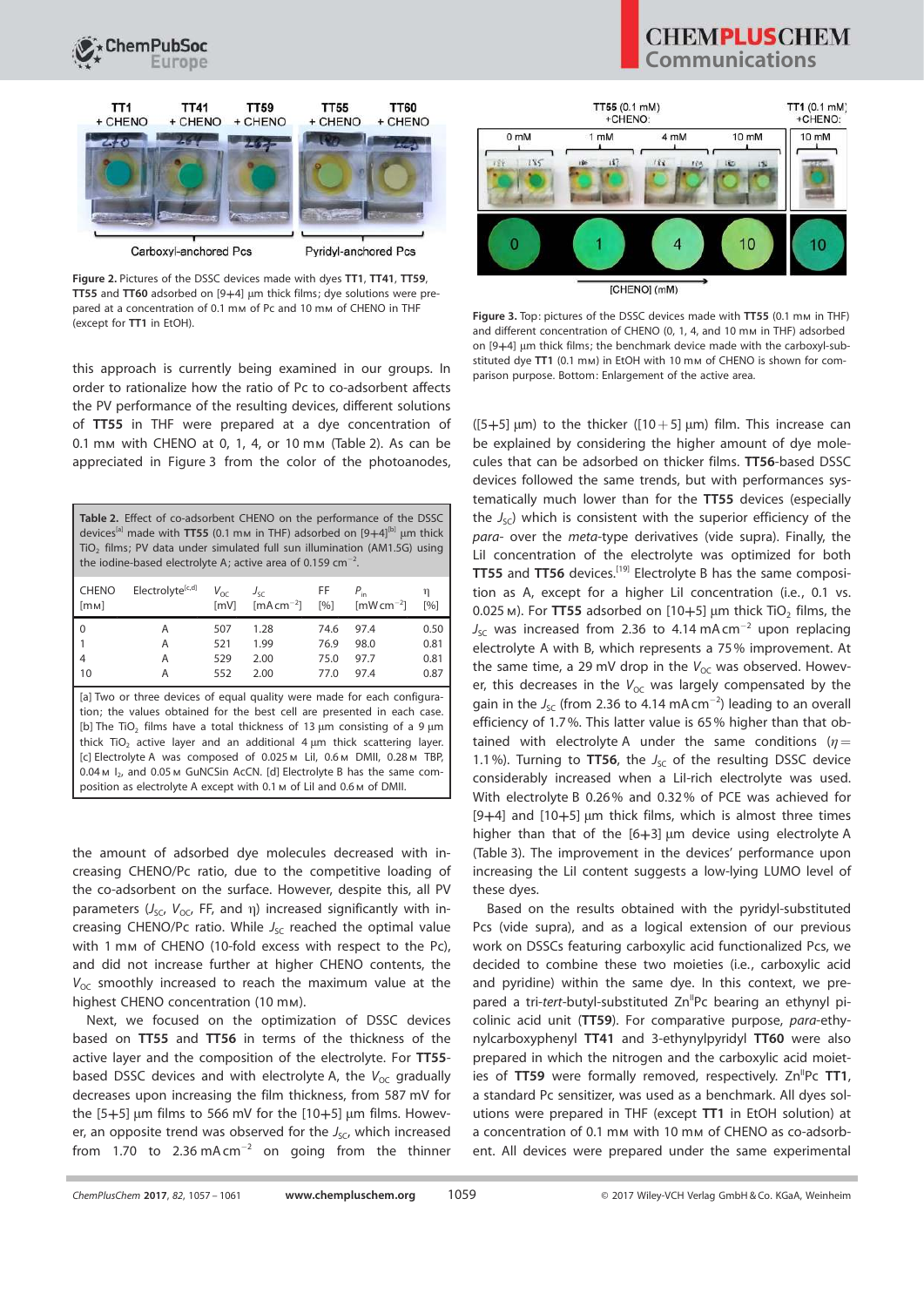Figure 2. Pictures of the DSSC devices made with dyes **TT1**, **TT41**, **TT59**, **TT55** and **TT60** adsorbed on [9+4] μm thick films; dye solutions were prepared at a concentration of 0.1 mM of Pc and 10 mM of CHENO in THF (except for **TT1** in EtOH).

this approach is currently being examined in our groups. In order to rationalize how the ratio of Pc to co-adsorbent affects the PV performance of the resulting devices, different solutions of **TT55** in THF were prepared at a dye concentration of 0.1 mM with CHENO at 0, 1, 4, or 10 mM (Table 2). As can be appreciated in Figure 3 from the color of the photoanodes, the amount of adsorbed dye molecules decreased with increasing CHENO/Pc ratio, due to the competitive loading of the co-adsorbent on the surface. However, despite this, all PV parameters ($J_{SC}$, $V_{OC}$, FF, and η) increased significantly with increasing CHENO/Pc ratio. While $J_{SC}$ reached the optimal value with 1 mM of CHENO (10-fold excess with respect to the Pc), and did not increase further at higher CHENO contents, the $V_{OC}$ smoothly increased to reach the maximum value at the highest CHENO concentration (10 mM).

**Table 2.** Effect of co-adsorbent CHENO on the performance of the DSSC devices[a] made with **TT55** (0.1 mM in THF) adsorbed on [9+4][b] μm thick $TiO_2$ films; PV data under simulated full sun illumination (AM1.5G) using the iodine-based electrolyte A; active area of 0.159 $cm^{-2}$.

| CHENO [mM] | Electrolyte[c,d] | $V_{OC}$ [mV] | $J_{SC}$ [$mA\,cm^{-2}$] | FF [%] | $P_{in}$ [$mW\,cm^{-2}$] | η [%] |
|---|---|---|---|---|---|---|
| 0 | A | 507 | 1.28 | 74.6 | 97.4 | 0.50 |
| 1 | A | 521 | 1.99 | 76.9 | 98.0 | 0.81 |
| 4 | A | 529 | 2.00 | 75.0 | 97.7 | 0.81 |
| 10 | A | 552 | 2.00 | 77.0 | 97.4 | 0.87 |

[a] Two or three devices of equal quality were made for each configuration; the values obtained for the best cell are presented in each case. [b] The $TiO_2$ films have a total thickness of 13 μm consisting of a 9 μm thick $TiO_2$ active layer and an additional 4 μm thick scattering layer. [c] Electrolyte A was composed of 0.025 M LiI, 0.6 M DMII, 0.28 M TBP, 0.04 M $I_2$, and 0.05 M GuNCSin AcCN. [d] Electrolyte B has the same composition as electrolyte A except with 0.1 M of LiI and 0.6 M of DMII.

Next, we focused on the optimization of DSSC devices based on **TT55** and **TT56** in terms of the thickness of the active layer and the composition of the electrolyte. For **TT55**-based DSSC devices and with electrolyte A, the $V_{OC}$ gradually decreases upon increasing the film thickness, from 587 mV for the [5+5] μm films to 566 mV for the [10+5] μm films. However, an opposite trend was observed for the $J_{SC}$, which increased from 1.70 to 2.36 $mA\,cm^{-2}$ on going from the thinner

Figure 3. Top: pictures of the DSSC devices made with **TT55** (0.1 mM in THF) and different concentration of CHENO (0, 1, 4, and 10 mM in THF) adsorbed on [9+4] μm thick films; the benchmark device made with the carboxyl-substituted dye **TT1** (0.1 mM) in EtOH with 10 mM of CHENO is shown for comparison purpose. Bottom: Enlargement of the active area.

([5+5] μm) to the thicker ([10+5] μm) film. This increase can be explained by considering the higher amount of dye molecules that can be adsorbed on thicker films. **TT56**-based DSSC devices followed the same trends, but with performances systematically much lower than for the **TT55** devices (especially the $J_{SC}$) which is consistent with the superior efficiency of the *para*- over the *meta*-type derivatives (vide supra). Finally, the LiI concentration of the electrolyte was optimized for both **TT55** and **TT56** devices.[19] Electrolyte B has the same composition as A, except for a higher LiI concentration (i.e., 0.1 vs. 0.025 M). For **TT55** adsorbed on [10+5] μm thick $TiO_2$ films, the $J_{SC}$ was increased from 2.36 to 4.14 $mA\,cm^{-2}$ upon replacing electrolyte A with B, which represents a 75% improvement. At the same time, a 29 mV drop in the $V_{OC}$ was observed. However, this decreases in the $V_{OC}$ was largely compensated by the gain in the $J_{SC}$ (from 2.36 to 4.14 $mA\,cm^{-2}$) leading to an overall efficiency of 1.7%. This latter value is 65% higher than that obtained with electrolyte A under the same conditions (η = 1.1%). Turning to **TT56**, the $J_{SC}$ of the resulting DSSC device considerably increased when a LiI-rich electrolyte was used. With electrolyte B 0.26% and 0.32% of PCE was achieved for [9+4] and [10+5] μm thick films, which is almost three times higher than that of the [6+3] μm device using electrolyte A (Table 3). The improvement in the devices' performance upon increasing the LiI content suggests a low-lying LUMO level of these dyes.

Based on the results obtained with the pyridyl-substituted Pcs (vide supra), and as a logical extension of our previous work on DSSCs featuring carboxylic acid functionalized Pcs, we decided to combine these two moieties (i.e., carboxylic acid and pyridine) within the same dye. In this context, we prepared a tri-*tert*-butyl-substituted Zn[II]Pc bearing an ethynyl picolinic acid unit (**TT59**). For comparative purpose, *para*-ethynylcarboxyphenyl **TT41** and 3-ethynylpyridyl **TT60** were also prepared in which the nitrogen and the carboxylic acid moieties of **TT59** were formally removed, respectively. Zn[II]Pc **TT1**, a standard Pc sensitizer, was used as a benchmark. All dyes solutions were prepared in THF (except **TT1** in EtOH solution) at a concentration of 0.1 mM with 10 mM of CHENO as co-adsorbent. All devices were prepared under the same experimental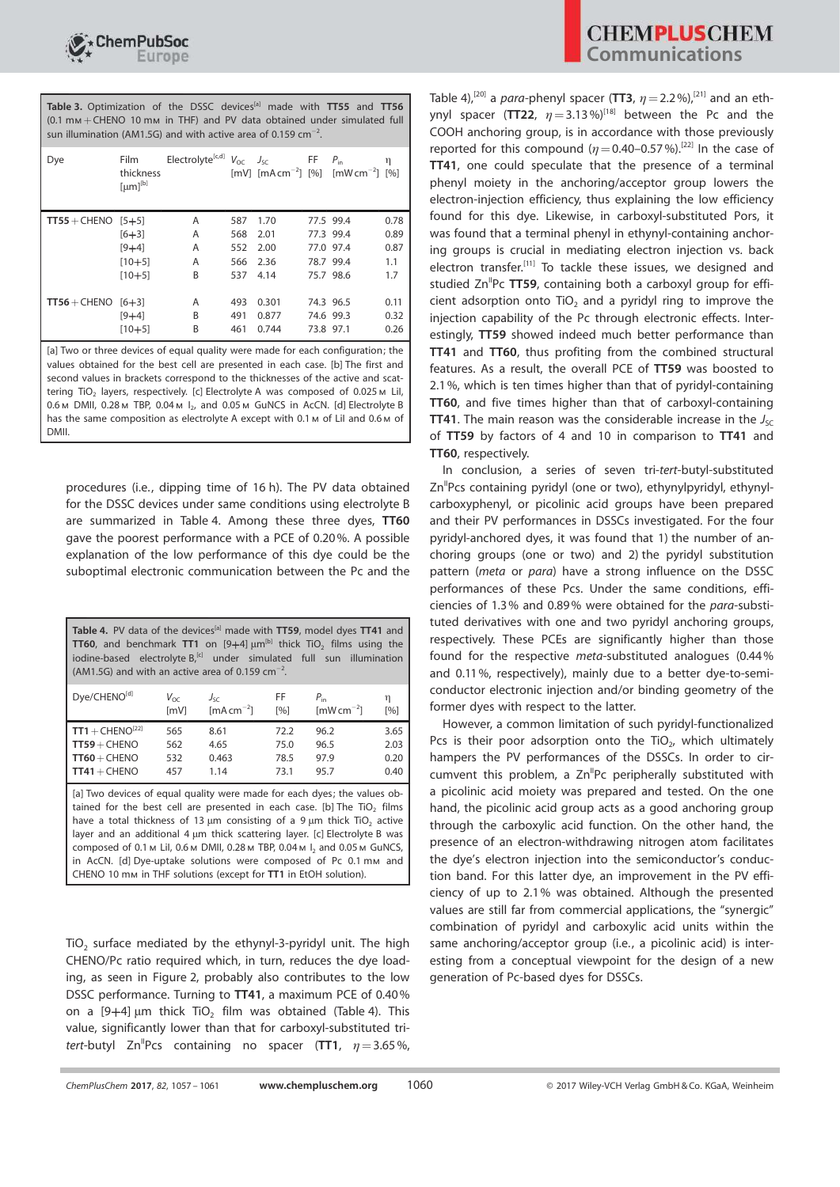**Table 3.** Optimization of the DSSC devices[a] made with **TT55** and **TT56** (0.1 mM + CHENO 10 mM in THF) and PV data obtained under simulated full sun illumination (AM1.5G) and with active area of 0.159 $cm^{-2}$.

| Dye | Film thickness [μm][b] | Electrolyte[c,d] | $V_{OC}$ [mV] | $J_{SC}$ [mA cm$^{-2}$] | FF [%] | $P_{in}$ [mW cm$^{-2}$] | η [%] |
|---|---|---|---|---|---|---|---|
| **TT55** + CHENO | [5+5] | A | 587 | 1.70 | 77.5 | 99.4 | 0.78 |
| | [6+3] | A | 568 | 2.01 | 77.3 | 99.4 | 0.89 |
| | [9+4] | A | 552 | 2.00 | 77.0 | 97.4 | 0.87 |
| | [10+5] | A | 566 | 2.36 | 78.7 | 99.4 | 1.1 |
| | [10+5] | B | 537 | 4.14 | 75.7 | 98.6 | 1.7 |
| **TT56** + CHENO | [6+3] | A | 493 | 0.301 | 74.3 | 96.5 | 0.11 |
| | [9+4] | B | 491 | 0.877 | 74.6 | 99.3 | 0.32 |
| | [10+5] | B | 461 | 0.744 | 73.8 | 97.1 | 0.26 |

[a] Two or three devices of equal quality were made for each configuration; the values obtained for the best cell are presented in each case. [b] The first and second values in brackets correspond to the thicknesses of the active and scattering $TiO_2$ layers, respectively. [c] Electrolyte A was composed of 0.025 M LiI, 0.6 M DMII, 0.28 M TBP, 0.04 M $I_2$, and 0.05 M GuNCS in AcCN. [d] Electrolyte B has the same composition as electrolyte A except with 0.1 M of LiI and 0.6 M of DMII.

procedures (i.e., dipping time of 16 h). The PV data obtained for the DSSC devices under same conditions using electrolyte B are summarized in Table 4. Among these three dyes, **TT60** gave the poorest performance with a PCE of 0.20%. A possible explanation of the low performance of this dye could be the suboptimal electronic communication between the Pc and the $TiO_2$ surface mediated by the ethynyl-3-pyridyl unit. The high CHENO/Pc ratio required which, in turn, reduces the dye loading, as seen in Figure 2, probably also contributes to the low DSSC performance. Turning to **TT41**, a maximum PCE of 0.40% on a [9+4] μm thick $TiO_2$ film was obtained (Table 4). This value, significantly lower than that for carboxyl-substituted tri-*tert*-butyl Zn[II]Pcs containing no spacer (**TT1**, $\eta = 3.65\%$, Table 4),[20] a *para*-phenyl spacer (**TT3**, $\eta = 2.2\%$),[21] and an ethynyl spacer (**TT22**, $\eta = 3.13\%$)[18] between the Pc and the COOH anchoring group, is in accordance with those previously reported for this compound ($\eta = 0.40$–$0.57\%$).[22] In the case of **TT41**, one could speculate that the presence of a terminal phenyl moiety in the anchoring/acceptor group lowers the electron-injection efficiency, thus explaining the low efficiency found for this dye. Likewise, in carboxyl-substituted Pors, it was found that a terminal phenyl in ethynyl-containing anchoring groups is crucial in mediating electron injection vs. back electron transfer.[11] To tackle these issues, we designed and studied Zn[II]Pc **TT59**, containing both a carboxyl group for efficient adsorption onto $TiO_2$ and a pyridyl ring to improve the injection capability of the Pc through electronic effects. Interestingly, **TT59** showed indeed much better performance than **TT41** and **TT60**, thus profiting from the combined structural features. As a result, the overall PCE of **TT59** was boosted to 2.1%, which is ten times higher than that of pyridyl-containing **TT60**, and five times higher than that of carboxyl-containing **TT41**. The main reason was the considerable increase in the $J_{SC}$ of **TT59** by factors of 4 and 10 in comparison to **TT41** and **TT60**, respectively.

**Table 4.** PV data of the devices[a] made with **TT59**, model dyes **TT41** and **TT60**, and benchmark **TT1** on [9+4] μm[b] thick $TiO_2$ films using the iodine-based electrolyte B,[c] under simulated full sun illumination (AM1.5G) and with an active area of 0.159 $cm^{-2}$.

| Dye/CHENO[d] | $V_{OC}$ [mV] | $J_{SC}$ [mA cm$^{-2}$] | FF [%] | $P_{in}$ [mW cm$^{-2}$] | η [%] |
|---|---|---|---|---|---|
| **TT1** + CHENO[22] | 565 | 8.61 | 72.2 | 96.2 | 3.65 |
| **TT59** + CHENO | 562 | 4.65 | 75.0 | 96.5 | 2.03 |
| **TT60** + CHENO | 532 | 0.463 | 78.5 | 97.9 | 0.20 |
| **TT41** + CHENO | 457 | 1.14 | 73.1 | 95.7 | 0.40 |

[a] Two devices of equal quality were made for each dyes; the values obtained for the best cell are presented in each case. [b] The $TiO_2$ films have a total thickness of 13 μm consisting of a 9 μm thick $TiO_2$ active layer and an additional 4 μm thick scattering layer. [c] Electrolyte B was composed of 0.1 M LiI, 0.6 M DMII, 0.28 M TBP, 0.04 M $I_2$ and 0.05 M GuNCS, in AcCN. [d] Dye-uptake solutions were composed of Pc 0.1 mM and CHENO 10 mM in THF solutions (except for **TT1** in EtOH solution).

In conclusion, a series of seven tri-*tert*-butyl-substituted Zn[II]Pcs containing pyridyl (one or two), ethynylpyridyl, ethynylcarboxyphenyl, or picolinic acid groups have been prepared and their PV performances in DSSCs investigated. For the four pyridyl-anchored dyes, it was found that 1) the number of anchoring groups (one or two) and 2) the pyridyl substitution pattern (*meta* or *para*) have a strong influence on the DSSC performances of these Pcs. Under the same conditions, efficiencies of 1.3% and 0.89% were obtained for the *para*-substituted derivatives with one and two pyridyl anchoring groups, respectively. These PCEs are significantly higher than those found for the respective *meta*-substituted analogues (0.44% and 0.11%, respectively), mainly due to a better dye-to-semiconductor electronic injection and/or binding geometry of the former dyes with respect to the latter.

However, a common limitation of such pyridyl-functionalized Pcs is their poor adsorption onto the $TiO_2$, which ultimately hampers the PV performances of the DSSCs. In order to circumvent this problem, a Zn[II]Pc peripherally substituted with a picolinic acid moiety was prepared and tested. On the one hand, the picolinic acid group acts as a good anchoring group through the carboxylic acid function. On the other hand, the presence of an electron-withdrawing nitrogen atom facilitates the dye's electron injection into the semiconductor's conduction band. For this latter dye, an improvement in the PV efficiency of up to 2.1% was obtained. Although the presented values are still far from commercial applications, the "synergic" combination of pyridyl and carboxylic acid units within the same anchoring/acceptor group (i.e., a picolinic acid) is interesting from a conceptual viewpoint for the design of a new generation of Pc-based dyes for DSSCs.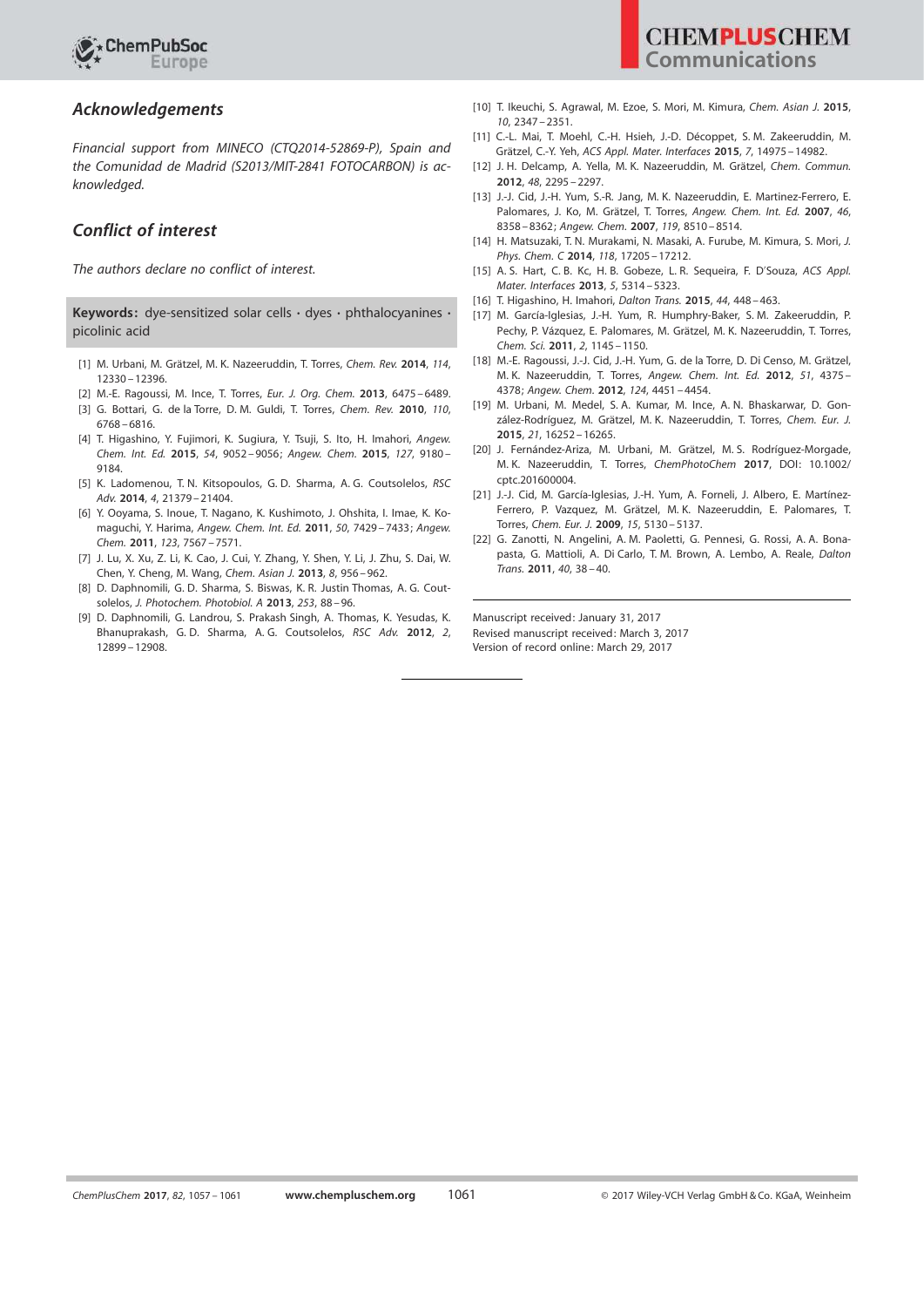## Acknowledgements

*Financial support from MINECO (CTQ2014-52869-P), Spain and the Comunidad de Madrid (S2013/MIT-2841 FOTOCARBON) is acknowledged.*

## Conflict of interest

*The authors declare no conflict of interest.*

**Keywords:** dye-sensitized solar cells · dyes · phthalocyanines · picolinic acid

[1] M. Urbani, M. Grätzel, M. K. Nazeeruddin, T. Torres, *Chem. Rev.* **2014**, *114*, 12330 – 12396.

[2] M.-E. Ragoussi, M. Ince, T. Torres, *Eur. J. Org. Chem.* **2013**, 6475 – 6489.

[3] G. Bottari, G. de la Torre, D. M. Guldi, T. Torres, *Chem. Rev.* **2010**, *110*, 6768 – 6816.

[4] T. Higashino, Y. Fujimori, K. Sugiura, Y. Tsuji, S. Ito, H. Imahori, *Angew. Chem. Int. Ed.* **2015**, *54*, 9052 – 9056; *Angew. Chem.* **2015**, *127*, 9180 – 9184.

[5] K. Ladomenou, T. N. Kitsopoulos, G. D. Sharma, A. G. Coutsolelos, *RSC Adv.* **2014**, *4*, 21379 – 21404.

[6] Y. Ooyama, S. Inoue, T. Nagano, K. Kushimoto, J. Ohshita, I. Imae, K. Komaguchi, Y. Harima, *Angew. Chem. Int. Ed.* **2011**, *50*, 7429 – 7433; *Angew. Chem.* **2011**, *123*, 7567 – 7571.

[7] J. Lu, X. Xu, Z. Li, K. Cao, J. Cui, Y. Zhang, Y. Shen, Y. Li, J. Zhu, S. Dai, W. Chen, Y. Cheng, M. Wang, *Chem. Asian J.* **2013**, *8*, 956 – 962.

[8] D. Daphnomili, G. D. Sharma, S. Biswas, K. R. Justin Thomas, A. G. Coutsolelos, *J. Photochem. Photobiol. A* **2013**, *253*, 88 – 96.

[9] D. Daphnomili, G. Landrou, S. Prakash Singh, A. Thomas, K. Yesudas, K. Bhanuprakash, G. D. Sharma, A. G. Coutsolelos, *RSC Adv.* **2012**, *2*, 12899 – 12908.

[10] T. Ikeuchi, S. Agrawal, M. Ezoe, S. Mori, M. Kimura, *Chem. Asian J.* **2015**, *10*, 2347 – 2351.

[11] C.-L. Mai, T. Moehl, C.-H. Hsieh, J.-D. Décoppet, S. M. Zakeeruddin, M. Grätzel, C.-Y. Yeh, *ACS Appl. Mater. Interfaces* **2015**, *7*, 14975 – 14982.

[12] J. H. Delcamp, A. Yella, M. K. Nazeeruddin, M. Grätzel, *Chem. Commun.* **2012**, *48*, 2295 – 2297.

[13] J.-J. Cid, J.-H. Yum, S.-R. Jang, M. K. Nazeeruddin, E. Martinez-Ferrero, E. Palomares, J. Ko, M. Grätzel, T. Torres, *Angew. Chem. Int. Ed.* **2007**, *46*, 8358 – 8362; *Angew. Chem.* **2007**, *119*, 8510 – 8514.

[14] H. Matsuzaki, T. N. Murakami, N. Masaki, A. Furube, M. Kimura, S. Mori, *J. Phys. Chem. C* **2014**, *118*, 17205 – 17212.

[15] A. S. Hart, C. B. Kc, H. B. Gobeze, L. R. Sequeira, F. D'Souza, *ACS Appl. Mater. Interfaces* **2013**, *5*, 5314 – 5323.

[16] T. Higashino, H. Imahori, *Dalton Trans.* **2015**, *44*, 448 – 463.

[17] M. García-Iglesias, J.-H. Yum, R. Humphry-Baker, S. M. Zakeeruddin, P. Pechy, P. Vázquez, E. Palomares, M. Grätzel, M. K. Nazeeruddin, T. Torres, *Chem. Sci.* **2011**, *2*, 1145 – 1150.

[18] M.-E. Ragoussi, J.-J. Cid, J.-H. Yum, G. de la Torre, D. Di Censo, M. Grätzel, M. K. Nazeeruddin, T. Torres, *Angew. Chem. Int. Ed.* **2012**, *51*, 4375 – 4378; *Angew. Chem.* **2012**, *124*, 4451 – 4454.

[19] M. Urbani, M. Medel, S. A. Kumar, M. Ince, A. N. Bhaskarwar, D. González-Rodríguez, M. Grätzel, M. K. Nazeeruddin, T. Torres, *Chem. Eur. J.* **2015**, *21*, 16252 – 16265.

[20] J. Fernández-Ariza, M. Urbani, M. Grätzel, M. S. Rodríguez-Morgade, M. K. Nazeeruddin, T. Torres, *ChemPhotoChem* **2017**, DOI: 10.1002/cptc.201600004.

[21] J.-J. Cid, M. García-Iglesias, J.-H. Yum, A. Forneli, J. Albero, E. Martínez-Ferrero, P. Vazquez, M. Grätzel, M. K. Nazeeruddin, E. Palomares, T. Torres, *Chem. Eur. J.* **2009**, *15*, 5130 – 5137.

[22] G. Zanotti, N. Angelini, A. M. Paoletti, G. Pennesi, G. Rossi, A. A. Bonapasta, G. Mattioli, A. Di Carlo, T. M. Brown, A. Lembo, A. Reale, *Dalton Trans.* **2011**, *40*, 38 – 40.

Manuscript received: January 31, 2017
Revised manuscript received: March 3, 2017
Version of record online: March 29, 2017